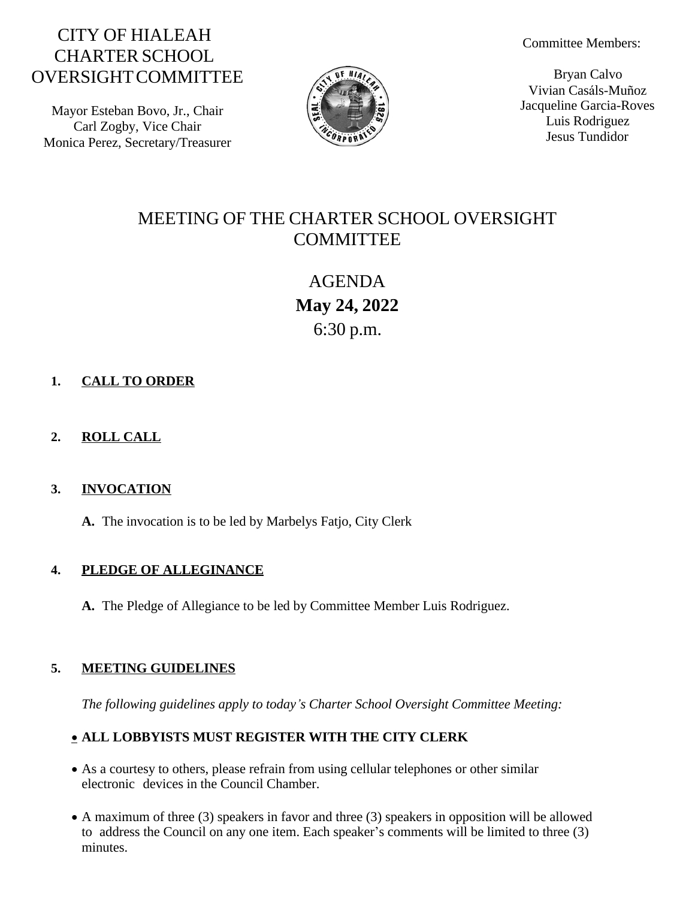# CITY OF HIALEAH CHARTER SCHOOL OVERSIGHT COMMITTEE

Mayor Esteban Bovo, Jr., Chair
Carl Zogby, Vice Chair
Monica Perez, Secretary/Treasurer

Committee Members:

Bryan Calvo
Vivian Casáls-Muñoz
Jacqueline Garcia-Roves
Luis Rodriguez
Jesus Tundidor

## MEETING OF THE CHARTER SCHOOL OVERSIGHT COMMITTEE

## AGENDA
**May 24, 2022**
6:30 p.m.

1. **CALL TO ORDER**

2. **ROLL CALL**

3. **INVOCATION**

   **A.** The invocation is to be led by Marbelys Fatjo, City Clerk

4. **PLEDGE OF ALLEGINANCE**

   **A.** The Pledge of Allegiance to be led by Committee Member Luis Rodriguez.

5. **MEETING GUIDELINES**

   *The following guidelines apply to today's Charter School Oversight Committee Meeting:*

   - **ALL LOBBYISTS MUST REGISTER WITH THE CITY CLERK**
   - As a courtesy to others, please refrain from using cellular telephones or other similar electronic devices in the Council Chamber.
   - A maximum of three (3) speakers in favor and three (3) speakers in opposition will be allowed to address the Council on any one item. Each speaker's comments will be limited to three (3) minutes.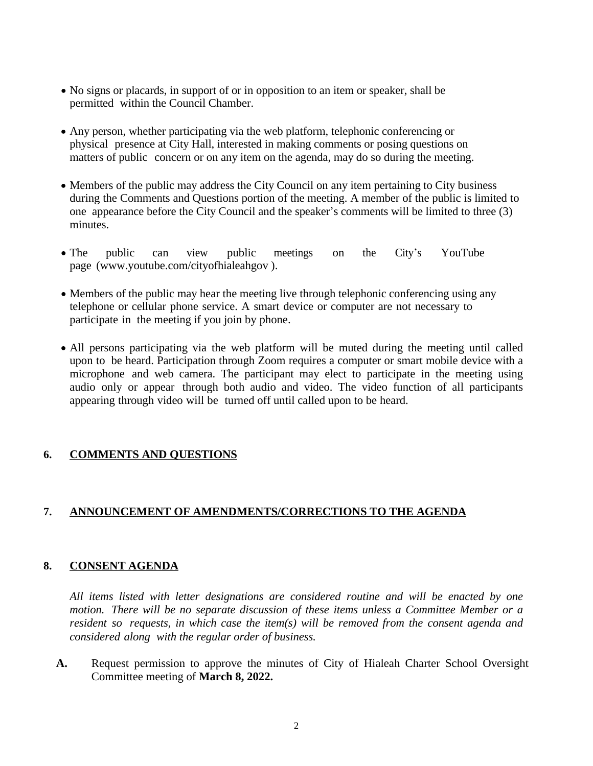- No signs or placards, in support of or in opposition to an item or speaker, shall be permitted within the Council Chamber.

- Any person, whether participating via the web platform, telephonic conferencing or physical presence at City Hall, interested in making comments or posing questions on matters of public concern or on any item on the agenda, may do so during the meeting.

- Members of the public may address the City Council on any item pertaining to City business during the Comments and Questions portion of the meeting. A member of the public is limited to one appearance before the City Council and the speaker's comments will be limited to three (3) minutes.

- The public can view public meetings on the City's YouTube page (www.youtube.com/cityofhialeahgov ).

- Members of the public may hear the meeting live through telephonic conferencing using any telephone or cellular phone service. A smart device or computer are not necessary to participate in the meeting if you join by phone.

- All persons participating via the web platform will be muted during the meeting until called upon to be heard. Participation through Zoom requires a computer or smart mobile device with a microphone and web camera. The participant may elect to participate in the meeting using audio only or appear through both audio and video. The video function of all participants appearing through video will be turned off until called upon to be heard.

## 6. COMMENTS AND QUESTIONS

## 7. ANNOUNCEMENT OF AMENDMENTS/CORRECTIONS TO THE AGENDA

## 8. CONSENT AGENDA

*All items listed with letter designations are considered routine and will be enacted by one motion. There will be no separate discussion of these items unless a Committee Member or a resident so requests, in which case the item(s) will be removed from the consent agenda and considered along with the regular order of business.*

**A.** Request permission to approve the minutes of City of Hialeah Charter School Oversight Committee meeting of **March 8, 2022.**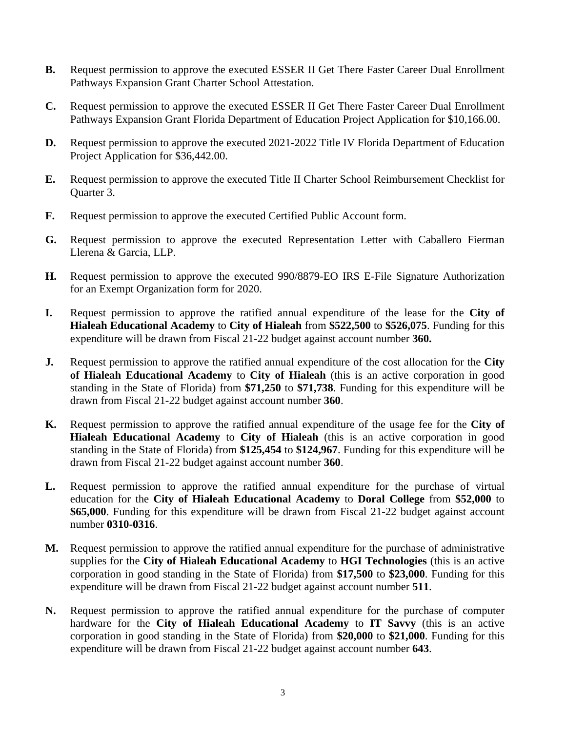**B.** Request permission to approve the executed ESSER II Get There Faster Career Dual Enrollment Pathways Expansion Grant Charter School Attestation.

**C.** Request permission to approve the executed ESSER II Get There Faster Career Dual Enrollment Pathways Expansion Grant Florida Department of Education Project Application for $10,166.00.

**D.** Request permission to approve the executed 2021-2022 Title IV Florida Department of Education Project Application for $36,442.00.

**E.** Request permission to approve the executed Title II Charter School Reimbursement Checklist for Quarter 3.

**F.** Request permission to approve the executed Certified Public Account form.

**G.** Request permission to approve the executed Representation Letter with Caballero Fierman Llerena & Garcia, LLP.

**H.** Request permission to approve the executed 990/8879-EO IRS E-File Signature Authorization for an Exempt Organization form for 2020.

**I.** Request permission to approve the ratified annual expenditure of the lease for the **City of Hialeah Educational Academy** to **City of Hialeah** from **$522,500** to **$526,075**. Funding for this expenditure will be drawn from Fiscal 21-22 budget against account number **360.**

**J.** Request permission to approve the ratified annual expenditure of the cost allocation for the **City of Hialeah Educational Academy** to **City of Hialeah** (this is an active corporation in good standing in the State of Florida) from **$71,250** to **$71,738**. Funding for this expenditure will be drawn from Fiscal 21-22 budget against account number **360**.

**K.** Request permission to approve the ratified annual expenditure of the usage fee for the **City of Hialeah Educational Academy** to **City of Hialeah** (this is an active corporation in good standing in the State of Florida) from **$125,454** to **$124,967**. Funding for this expenditure will be drawn from Fiscal 21-22 budget against account number **360**.

**L.** Request permission to approve the ratified annual expenditure for the purchase of virtual education for the **City of Hialeah Educational Academy** to **Doral College** from **$52,000** to **$65,000**. Funding for this expenditure will be drawn from Fiscal 21-22 budget against account number **0310-0316**.

**M.** Request permission to approve the ratified annual expenditure for the purchase of administrative supplies for the **City of Hialeah Educational Academy** to **HGI Technologies** (this is an active corporation in good standing in the State of Florida) from **$17,500** to **$23,000**. Funding for this expenditure will be drawn from Fiscal 21-22 budget against account number **511**.

**N.** Request permission to approve the ratified annual expenditure for the purchase of computer hardware for the **City of Hialeah Educational Academy** to **IT Savvy** (this is an active corporation in good standing in the State of Florida) from **$20,000** to **$21,000**. Funding for this expenditure will be drawn from Fiscal 21-22 budget against account number **643**.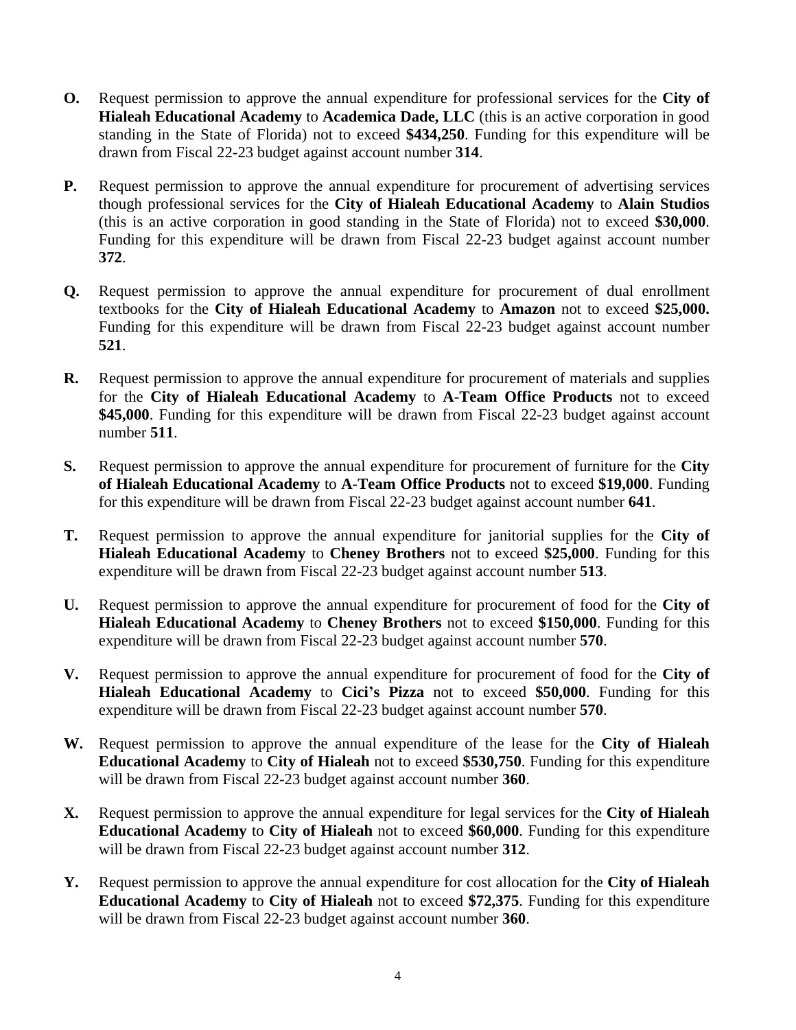**O.** Request permission to approve the annual expenditure for professional services for the **City of Hialeah Educational Academy** to **Academica Dade, LLC** (this is an active corporation in good standing in the State of Florida) not to exceed **$434,250**. Funding for this expenditure will be drawn from Fiscal 22-23 budget against account number **314**.

**P.** Request permission to approve the annual expenditure for procurement of advertising services though professional services for the **City of Hialeah Educational Academy** to **Alain Studios** (this is an active corporation in good standing in the State of Florida) not to exceed **$30,000**. Funding for this expenditure will be drawn from Fiscal 22-23 budget against account number **372**.

**Q.** Request permission to approve the annual expenditure for procurement of dual enrollment textbooks for the **City of Hialeah Educational Academy** to **Amazon** not to exceed **$25,000.** Funding for this expenditure will be drawn from Fiscal 22-23 budget against account number **521**.

**R.** Request permission to approve the annual expenditure for procurement of materials and supplies for the **City of Hialeah Educational Academy** to **A-Team Office Products** not to exceed **$45,000**. Funding for this expenditure will be drawn from Fiscal 22-23 budget against account number **511**.

**S.** Request permission to approve the annual expenditure for procurement of furniture for the **City of Hialeah Educational Academy** to **A-Team Office Products** not to exceed **$19,000**. Funding for this expenditure will be drawn from Fiscal 22-23 budget against account number **641**.

**T.** Request permission to approve the annual expenditure for janitorial supplies for the **City of Hialeah Educational Academy** to **Cheney Brothers** not to exceed **$25,000**. Funding for this expenditure will be drawn from Fiscal 22-23 budget against account number **513**.

**U.** Request permission to approve the annual expenditure for procurement of food for the **City of Hialeah Educational Academy** to **Cheney Brothers** not to exceed **$150,000**. Funding for this expenditure will be drawn from Fiscal 22-23 budget against account number **570**.

**V.** Request permission to approve the annual expenditure for procurement of food for the **City of Hialeah Educational Academy** to **Cici's Pizza** not to exceed **$50,000**. Funding for this expenditure will be drawn from Fiscal 22-23 budget against account number **570**.

**W.** Request permission to approve the annual expenditure of the lease for the **City of Hialeah Educational Academy** to **City of Hialeah** not to exceed **$530,750**. Funding for this expenditure will be drawn from Fiscal 22-23 budget against account number **360**.

**X.** Request permission to approve the annual expenditure for legal services for the **City of Hialeah Educational Academy** to **City of Hialeah** not to exceed **$60,000**. Funding for this expenditure will be drawn from Fiscal 22-23 budget against account number **312**.

**Y.** Request permission to approve the annual expenditure for cost allocation for the **City of Hialeah Educational Academy** to **City of Hialeah** not to exceed **$72,375**. Funding for this expenditure will be drawn from Fiscal 22-23 budget against account number **360**.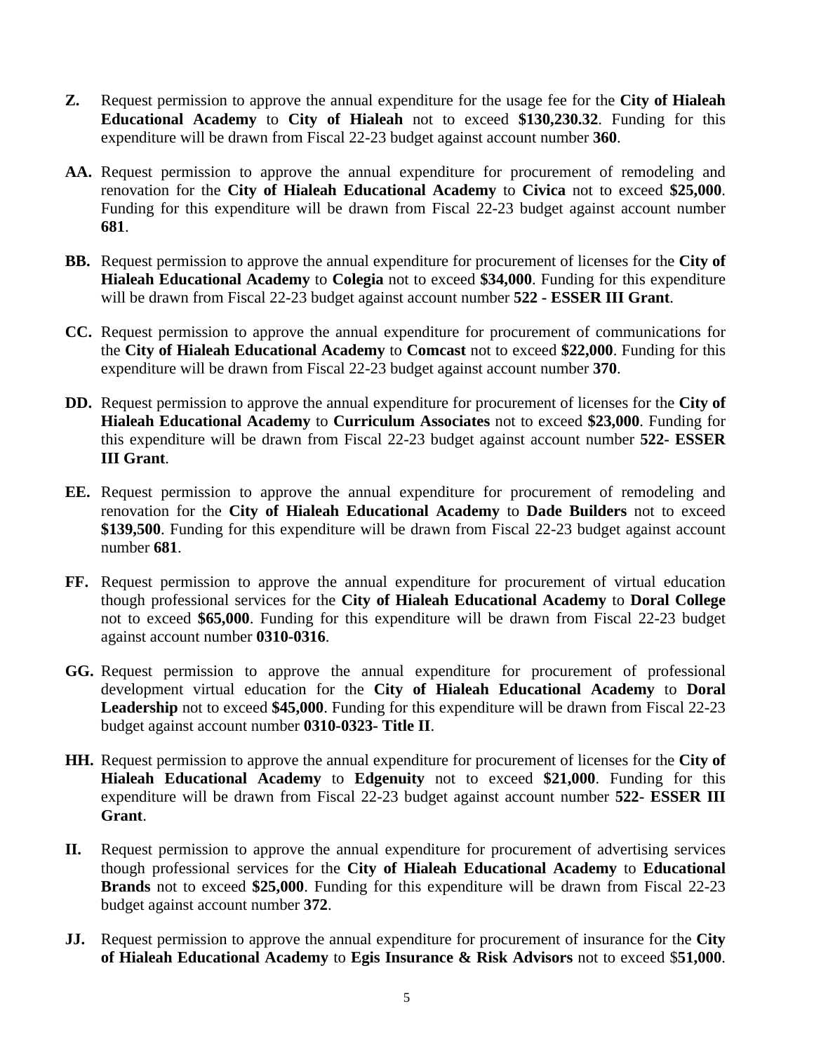**Z.** Request permission to approve the annual expenditure for the usage fee for the **City of Hialeah Educational Academy** to **City of Hialeah** not to exceed **$130,230.32**. Funding for this expenditure will be drawn from Fiscal 22-23 budget against account number **360**.

**AA.** Request permission to approve the annual expenditure for procurement of remodeling and renovation for the **City of Hialeah Educational Academy** to **Civica** not to exceed **$25,000**. Funding for this expenditure will be drawn from Fiscal 22-23 budget against account number **681**.

**BB.** Request permission to approve the annual expenditure for procurement of licenses for the **City of Hialeah Educational Academy** to **Colegia** not to exceed **$34,000**. Funding for this expenditure will be drawn from Fiscal 22-23 budget against account number **522 - ESSER III Grant**.

**CC.** Request permission to approve the annual expenditure for procurement of communications for the **City of Hialeah Educational Academy** to **Comcast** not to exceed **$22,000**. Funding for this expenditure will be drawn from Fiscal 22-23 budget against account number **370**.

**DD.** Request permission to approve the annual expenditure for procurement of licenses for the **City of Hialeah Educational Academy** to **Curriculum Associates** not to exceed **$23,000**. Funding for this expenditure will be drawn from Fiscal 22-23 budget against account number **522- ESSER III Grant**.

**EE.** Request permission to approve the annual expenditure for procurement of remodeling and renovation for the **City of Hialeah Educational Academy** to **Dade Builders** not to exceed **$139,500**. Funding for this expenditure will be drawn from Fiscal 22-23 budget against account number **681**.

**FF.** Request permission to approve the annual expenditure for procurement of virtual education though professional services for the **City of Hialeah Educational Academy** to **Doral College** not to exceed **$65,000**. Funding for this expenditure will be drawn from Fiscal 22-23 budget against account number **0310-0316**.

**GG.** Request permission to approve the annual expenditure for procurement of professional development virtual education for the **City of Hialeah Educational Academy** to **Doral Leadership** not to exceed **$45,000**. Funding for this expenditure will be drawn from Fiscal 22-23 budget against account number **0310-0323- Title II**.

**HH.** Request permission to approve the annual expenditure for procurement of licenses for the **City of Hialeah Educational Academy** to **Edgenuity** not to exceed **$21,000**. Funding for this expenditure will be drawn from Fiscal 22-23 budget against account number **522- ESSER III Grant**.

**II.** Request permission to approve the annual expenditure for procurement of advertising services though professional services for the **City of Hialeah Educational Academy** to **Educational Brands** not to exceed **$25,000**. Funding for this expenditure will be drawn from Fiscal 22-23 budget against account number **372**.

**JJ.** Request permission to approve the annual expenditure for procurement of insurance for the **City of Hialeah Educational Academy** to **Egis Insurance & Risk Advisors** not to exceed $**51,000**.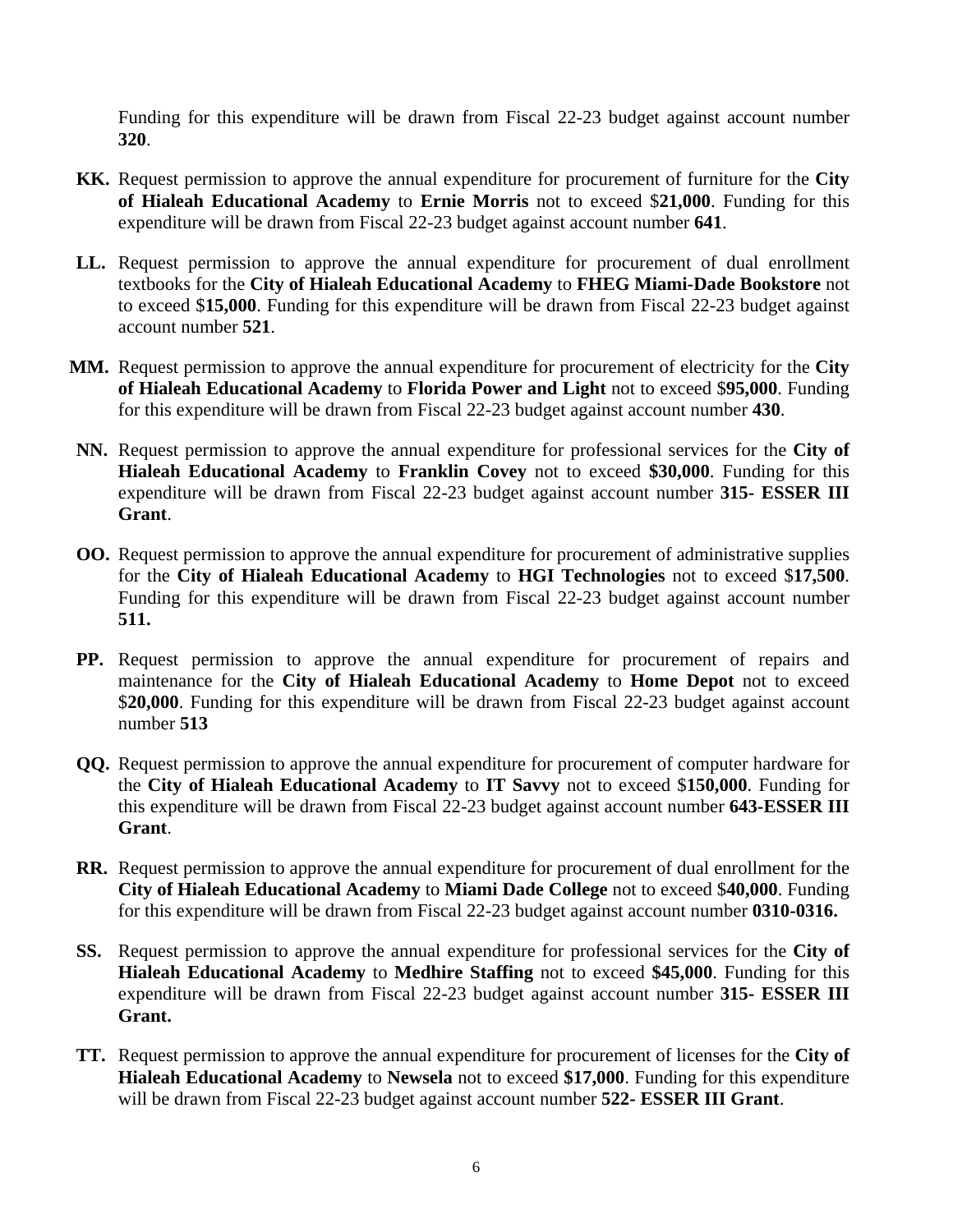Funding for this expenditure will be drawn from Fiscal 22-23 budget against account number **320**.

**KK.** Request permission to approve the annual expenditure for procurement of furniture for the **City of Hialeah Educational Academy** to **Ernie Morris** not to exceed $**21,000**. Funding for this expenditure will be drawn from Fiscal 22-23 budget against account number **641**.

**LL.** Request permission to approve the annual expenditure for procurement of dual enrollment textbooks for the **City of Hialeah Educational Academy** to **FHEG Miami-Dade Bookstore** not to exceed $**15,000**. Funding for this expenditure will be drawn from Fiscal 22-23 budget against account number **521**.

**MM.** Request permission to approve the annual expenditure for procurement of electricity for the **City of Hialeah Educational Academy** to **Florida Power and Light** not to exceed $**95,000**. Funding for this expenditure will be drawn from Fiscal 22-23 budget against account number **430**.

**NN.** Request permission to approve the annual expenditure for professional services for the **City of Hialeah Educational Academy** to **Franklin Covey** not to exceed **$30,000**. Funding for this expenditure will be drawn from Fiscal 22-23 budget against account number **315- ESSER III Grant**.

**OO.** Request permission to approve the annual expenditure for procurement of administrative supplies for the **City of Hialeah Educational Academy** to **HGI Technologies** not to exceed $**17,500**. Funding for this expenditure will be drawn from Fiscal 22-23 budget against account number **511.**

**PP.** Request permission to approve the annual expenditure for procurement of repairs and maintenance for the **City of Hialeah Educational Academy** to **Home Depot** not to exceed $**20,000**. Funding for this expenditure will be drawn from Fiscal 22-23 budget against account number **513**

**QQ.** Request permission to approve the annual expenditure for procurement of computer hardware for the **City of Hialeah Educational Academy** to **IT Savvy** not to exceed $**150,000**. Funding for this expenditure will be drawn from Fiscal 22-23 budget against account number **643-ESSER III Grant**.

**RR.** Request permission to approve the annual expenditure for procurement of dual enrollment for the **City of Hialeah Educational Academy** to **Miami Dade College** not to exceed $**40,000**. Funding for this expenditure will be drawn from Fiscal 22-23 budget against account number **0310-0316.**

**SS.** Request permission to approve the annual expenditure for professional services for the **City of Hialeah Educational Academy** to **Medhire Staffing** not to exceed **$45,000**. Funding for this expenditure will be drawn from Fiscal 22-23 budget against account number **315- ESSER III Grant.**

**TT.** Request permission to approve the annual expenditure for procurement of licenses for the **City of Hialeah Educational Academy** to **Newsela** not to exceed **$17,000**. Funding for this expenditure will be drawn from Fiscal 22-23 budget against account number **522- ESSER III Grant**.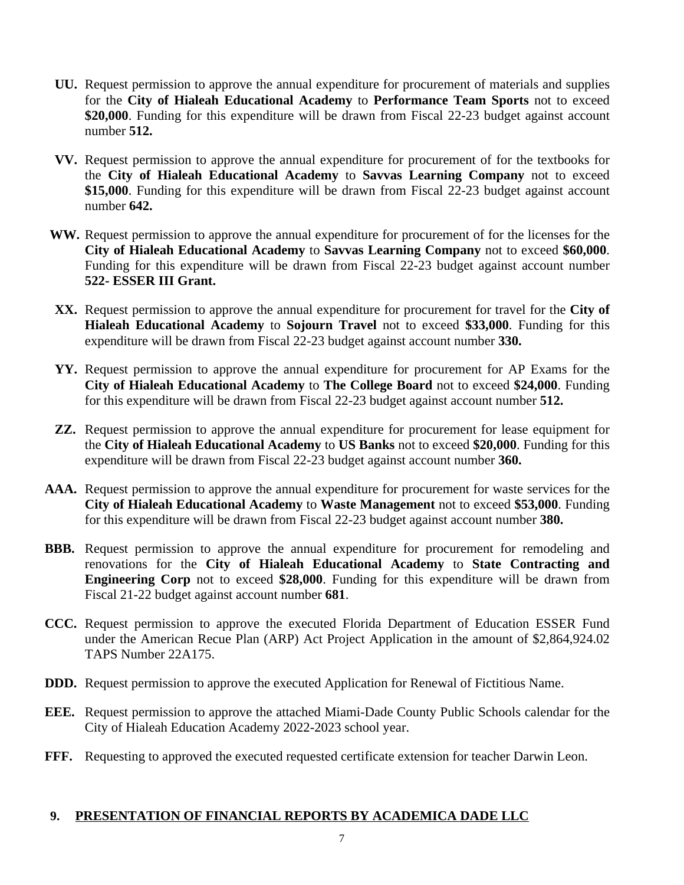**UU.** Request permission to approve the annual expenditure for procurement of materials and supplies for the **City of Hialeah Educational Academy** to **Performance Team Sports** not to exceed **$20,000**. Funding for this expenditure will be drawn from Fiscal 22-23 budget against account number **512.**

**VV.** Request permission to approve the annual expenditure for procurement of for the textbooks for the **City of Hialeah Educational Academy** to **Savvas Learning Company** not to exceed **$15,000**. Funding for this expenditure will be drawn from Fiscal 22-23 budget against account number **642.**

**WW.** Request permission to approve the annual expenditure for procurement of for the licenses for the **City of Hialeah Educational Academy** to **Savvas Learning Company** not to exceed **$60,000**. Funding for this expenditure will be drawn from Fiscal 22-23 budget against account number **522- ESSER III Grant.**

**XX.** Request permission to approve the annual expenditure for procurement for travel for the **City of Hialeah Educational Academy** to **Sojourn Travel** not to exceed **$33,000**. Funding for this expenditure will be drawn from Fiscal 22-23 budget against account number **330.**

**YY.** Request permission to approve the annual expenditure for procurement for AP Exams for the **City of Hialeah Educational Academy** to **The College Board** not to exceed **$24,000**. Funding for this expenditure will be drawn from Fiscal 22-23 budget against account number **512.**

**ZZ.** Request permission to approve the annual expenditure for procurement for lease equipment for the **City of Hialeah Educational Academy** to **US Banks** not to exceed **$20,000**. Funding for this expenditure will be drawn from Fiscal 22-23 budget against account number **360.**

**AAA.** Request permission to approve the annual expenditure for procurement for waste services for the **City of Hialeah Educational Academy** to **Waste Management** not to exceed **$53,000**. Funding for this expenditure will be drawn from Fiscal 22-23 budget against account number **380.**

**BBB.** Request permission to approve the annual expenditure for procurement for remodeling and renovations for the **City of Hialeah Educational Academy** to **State Contracting and Engineering Corp** not to exceed **$28,000**. Funding for this expenditure will be drawn from Fiscal 21-22 budget against account number **681**.

**CCC.** Request permission to approve the executed Florida Department of Education ESSER Fund under the American Recue Plan (ARP) Act Project Application in the amount of $2,864,924.02 TAPS Number 22A175.

**DDD.** Request permission to approve the executed Application for Renewal of Fictitious Name.

**EEE.** Request permission to approve the attached Miami-Dade County Public Schools calendar for the City of Hialeah Education Academy 2022-2023 school year.

**FFF.** Requesting to approved the executed requested certificate extension for teacher Darwin Leon.

## 9. PRESENTATION OF FINANCIAL REPORTS BY ACADEMICA DADE LLC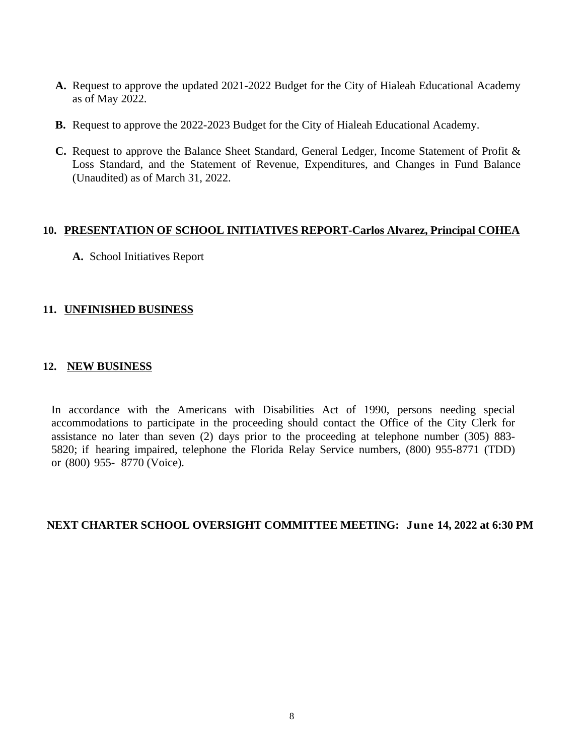**A.** Request to approve the updated 2021-2022 Budget for the City of Hialeah Educational Academy as of May 2022.

**B.** Request to approve the 2022-2023 Budget for the City of Hialeah Educational Academy.

**C.** Request to approve the Balance Sheet Standard, General Ledger, Income Statement of Profit & Loss Standard, and the Statement of Revenue, Expenditures, and Changes in Fund Balance (Unaudited) as of March 31, 2022.

## 10. PRESENTATION OF SCHOOL INITIATIVES REPORT-Carlos Alvarez, Principal COHEA

**A.** School Initiatives Report

## 11. UNFINISHED BUSINESS

## 12. NEW BUSINESS

In accordance with the Americans with Disabilities Act of 1990, persons needing special accommodations to participate in the proceeding should contact the Office of the City Clerk for assistance no later than seven (2) days prior to the proceeding at telephone number (305) 883-5820; if hearing impaired, telephone the Florida Relay Service numbers, (800) 955-8771 (TDD) or (800) 955- 8770 (Voice).

**NEXT CHARTER SCHOOL OVERSIGHT COMMITTEE MEETING: June 14, 2022 at 6:30 PM**